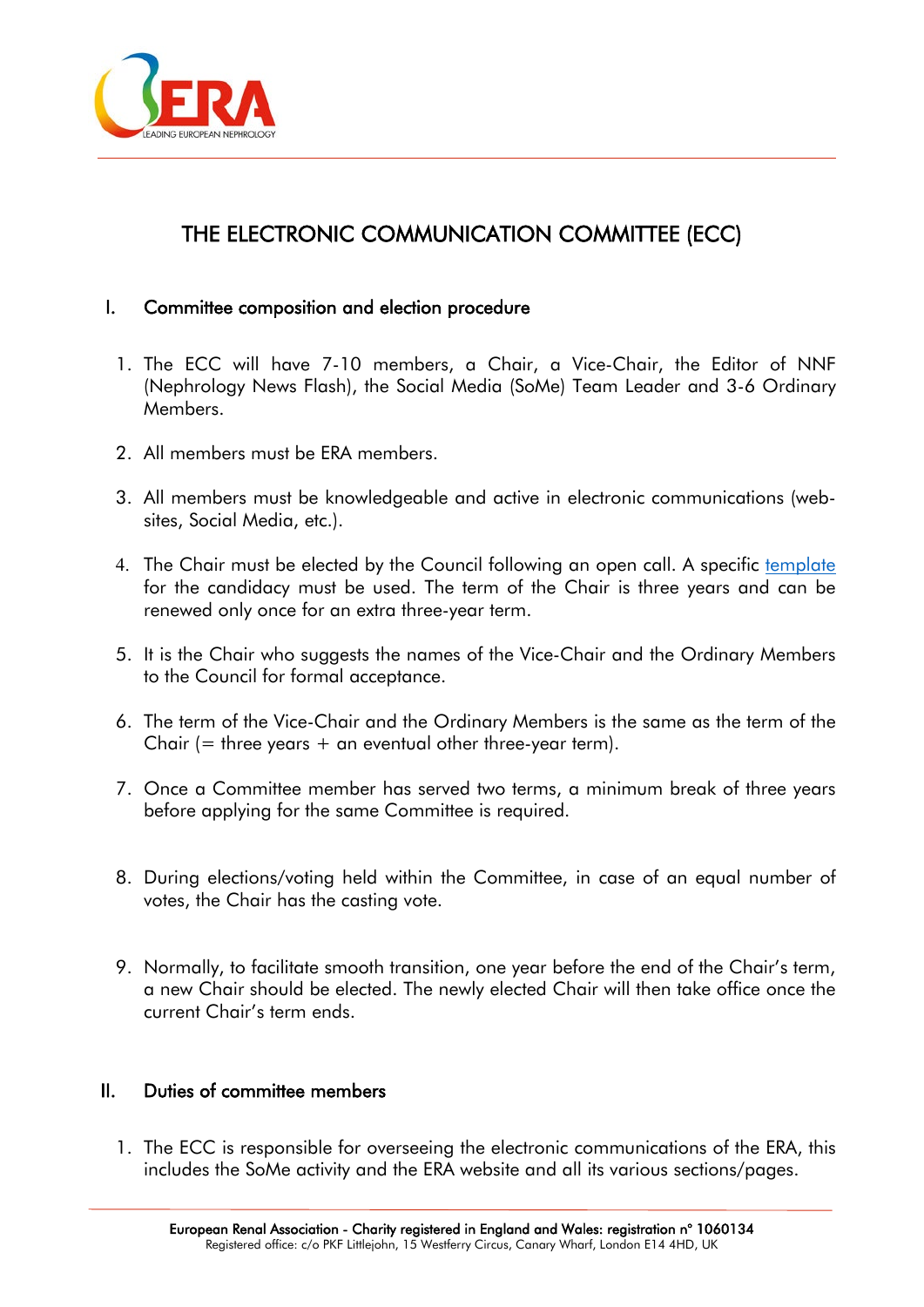# THE ELECTRONIC COMMUNICATION COMMITTEE (ECC)

## I. Committee composition and election procedure

1. The ECC will have 7-10 members, a Chair, a Vice-Chair, the Editor of NNF (Nephrology News Flash), the Social Media (SoMe) Team Leader and 3-6 Ordinary Members.

2. All members must be ERA members.

3. All members must be knowledgeable and active in electronic communications (web-sites, Social Media, etc.).

4. The Chair must be elected by the Council following an open call. A specific template for the candidacy must be used. The term of the Chair is three years and can be renewed only once for an extra three-year term.

5. It is the Chair who suggests the names of the Vice-Chair and the Ordinary Members to the Council for formal acceptance.

6. The term of the Vice-Chair and the Ordinary Members is the same as the term of the Chair (= three years + an eventual other three-year term).

7. Once a Committee member has served two terms, a minimum break of three years before applying for the same Committee is required.

8. During elections/voting held within the Committee, in case of an equal number of votes, the Chair has the casting vote.

9. Normally, to facilitate smooth transition, one year before the end of the Chair's term, a new Chair should be elected. The newly elected Chair will then take office once the current Chair's term ends.

## II. Duties of committee members

1. The ECC is responsible for overseeing the electronic communications of the ERA, this includes the SoMe activity and the ERA website and all its various sections/pages.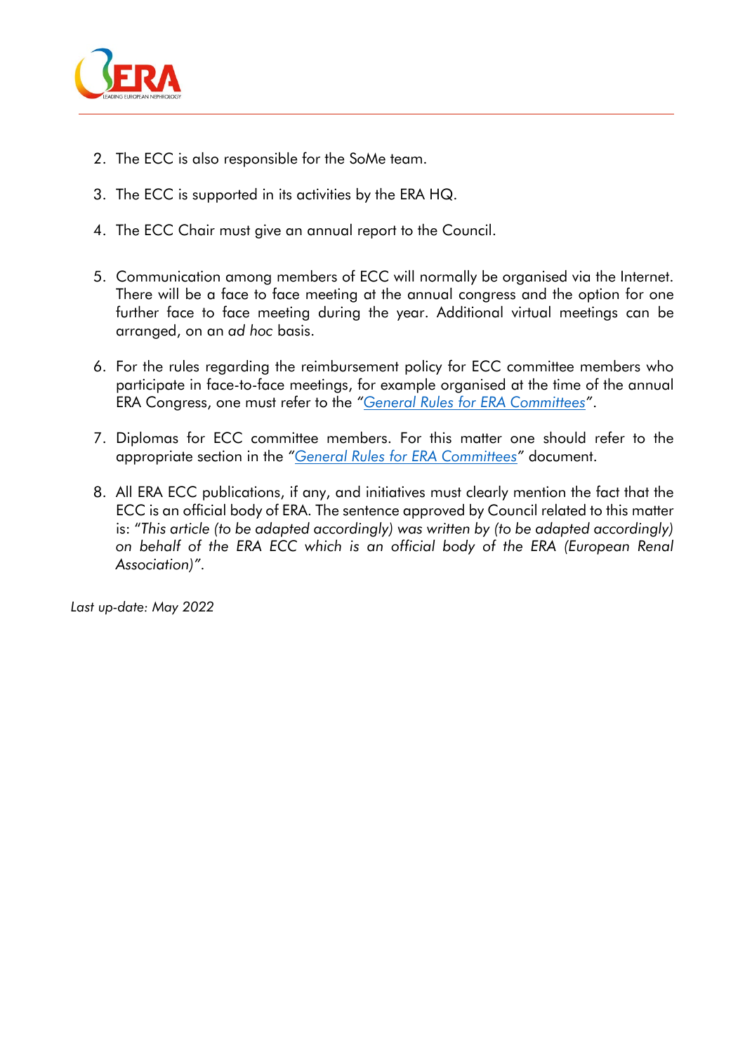2. The ECC is also responsible for the SoMe team.

3. The ECC is supported in its activities by the ERA HQ.

4. The ECC Chair must give an annual report to the Council.

5. Communication among members of ECC will normally be organised via the Internet. There will be a face to face meeting at the annual congress and the option for one further face to face meeting during the year. Additional virtual meetings can be arranged, on an *ad hoc* basis.

6. For the rules regarding the reimbursement policy for ECC committee members who participate in face-to-face meetings, for example organised at the time of the annual ERA Congress, one must refer to the *"General Rules for ERA Committees"*.

7. Diplomas for ECC committee members. For this matter one should refer to the appropriate section in the *"General Rules for ERA Committees"* document.

8. All ERA ECC publications, if any, and initiatives must clearly mention the fact that the ECC is an official body of ERA. The sentence approved by Council related to this matter is: *"This article (to be adapted accordingly) was written by (to be adapted accordingly) on behalf of the ERA ECC which is an official body of the ERA (European Renal Association)"*.

*Last up-date: May 2022*